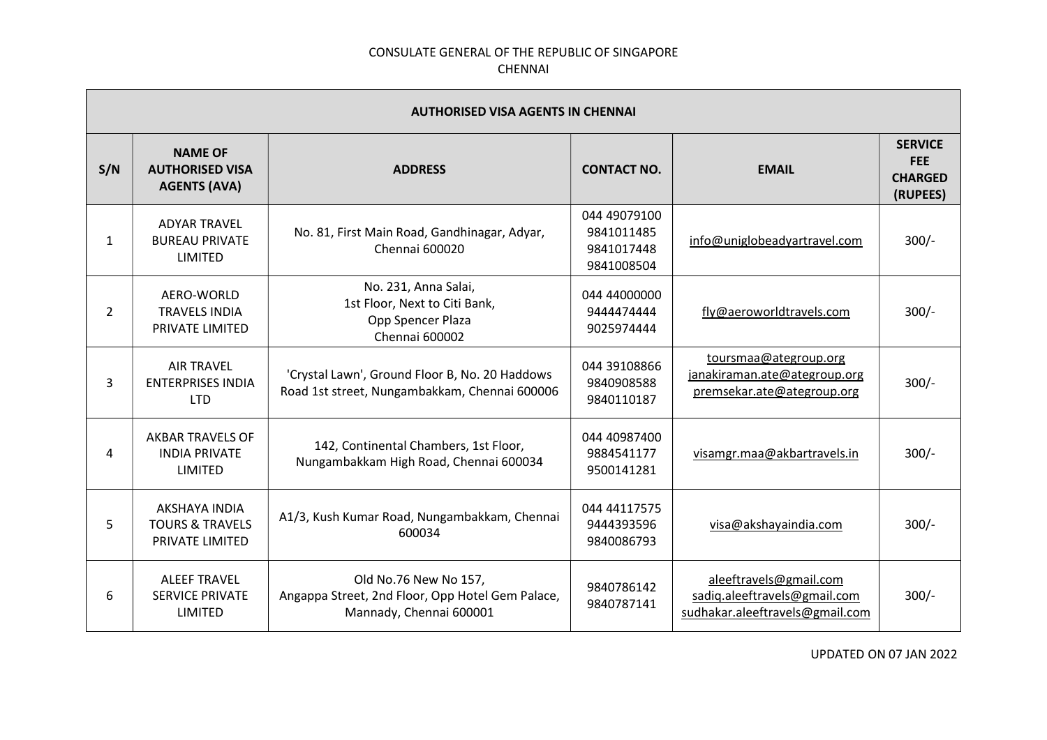CONSULATE GENERAL OF THE REPUBLIC OF SINGAPORE
CHENNAI

| AUTHORISED VISA AGENTS IN CHENNAI | | | | | |
|---|---|---|---|---|---|
| S/N | NAME OF AUTHORISED VISA AGENTS (AVA) | ADDRESS | CONTACT NO. | EMAIL | SERVICE FEE CHARGED (RUPEES) |
| 1 | ADYAR TRAVEL BUREAU PRIVATE LIMITED | No. 81, First Main Road, Gandhinagar, Adyar, Chennai 600020 | 044 49079100<br>9841011485<br>9841017448<br>9841008504 | info@uniglobeadyartravel.com | 300/- |
| 2 | AERO-WORLD TRAVELS INDIA PRIVATE LIMITED | No. 231, Anna Salai,<br>1st Floor, Next to Citi Bank,<br>Opp Spencer Plaza<br>Chennai 600002 | 044 44000000<br>9444474444<br>9025974444 | fly@aeroworldtravels.com | 300/- |
| 3 | AIR TRAVEL ENTERPRISES INDIA LTD | 'Crystal Lawn', Ground Floor B, No. 20 Haddows Road 1st street, Nungambakkam, Chennai 600006 | 044 39108866<br>9840908588<br>9840110187 | toursmaa@ategroup.org<br>janakiraman.ate@ategroup.org<br>premsekar.ate@ategroup.org | 300/- |
| 4 | AKBAR TRAVELS OF INDIA PRIVATE LIMITED | 142, Continental Chambers, 1st Floor, Nungambakkam High Road, Chennai 600034 | 044 40987400<br>9884541177<br>9500141281 | visamgr.maa@akbartravels.in | 300/- |
| 5 | AKSHAYA INDIA TOURS & TRAVELS PRIVATE LIMITED | A1/3, Kush Kumar Road, Nungambakkam, Chennai 600034 | 044 44117575<br>9444393596<br>9840086793 | visa@akshayaindia.com | 300/- |
| 6 | ALEEF TRAVEL SERVICE PRIVATE LIMITED | Old No.76 New No 157,<br>Angappa Street, 2nd Floor, Opp Hotel Gem Palace,<br>Mannady, Chennai 600001 | 9840786142<br>9840787141 | aleeftravels@gmail.com<br>sadiq.aleeftravels@gmail.com<br>sudhakar.aleeftravels@gmail.com | 300/- |

UPDATED ON 07 JAN 2022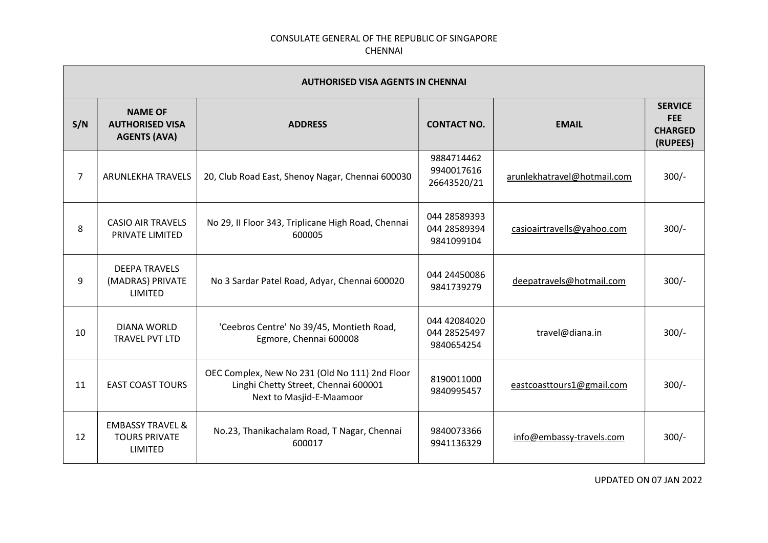CONSULATE GENERAL OF THE REPUBLIC OF SINGAPORE
CHENNAI

| AUTHORISED VISA AGENTS IN CHENNAI | | | | | |
|---|---|---|---|---|---|
| **S/N** | **NAME OF AUTHORISED VISA AGENTS (AVA)** | **ADDRESS** | **CONTACT NO.** | **EMAIL** | **SERVICE FEE CHARGED (RUPEES)** |
| 7 | ARUNLEKHA TRAVELS | 20, Club Road East, Shenoy Nagar, Chennai 600030 | 9884714462<br>9940017616<br>26643520/21 | arunlekhatravel@hotmail.com | 300/- |
| 8 | CASIO AIR TRAVELS PRIVATE LIMITED | No 29, II Floor 343, Triplicane High Road, Chennai 600005 | 044 28589393<br>044 28589394<br>9841099104 | casioairtravells@yahoo.com | 300/- |
| 9 | DEEPA TRAVELS (MADRAS) PRIVATE LIMITED | No 3 Sardar Patel Road, Adyar, Chennai 600020 | 044 24450086<br>9841739279 | deepatravels@hotmail.com | 300/- |
| 10 | DIANA WORLD TRAVEL PVT LTD | 'Ceebros Centre' No 39/45, Montieth Road, Egmore, Chennai 600008 | 044 42084020<br>044 28525497<br>9840654254 | travel@diana.in | 300/- |
| 11 | EAST COAST TOURS | OEC Complex, New No 231 (Old No 111) 2nd Floor Linghi Chetty Street, Chennai 600001<br>Next to Masjid-E-Maamoor | 8190011000<br>9840995457 | eastcoasttours1@gmail.com | 300/- |
| 12 | EMBASSY TRAVEL & TOURS PRIVATE LIMITED | No.23, Thanikachalam Road, T Nagar, Chennai 600017 | 9840073366<br>9941136329 | info@embassy-travels.com | 300/- |

UPDATED ON 07 JAN 2022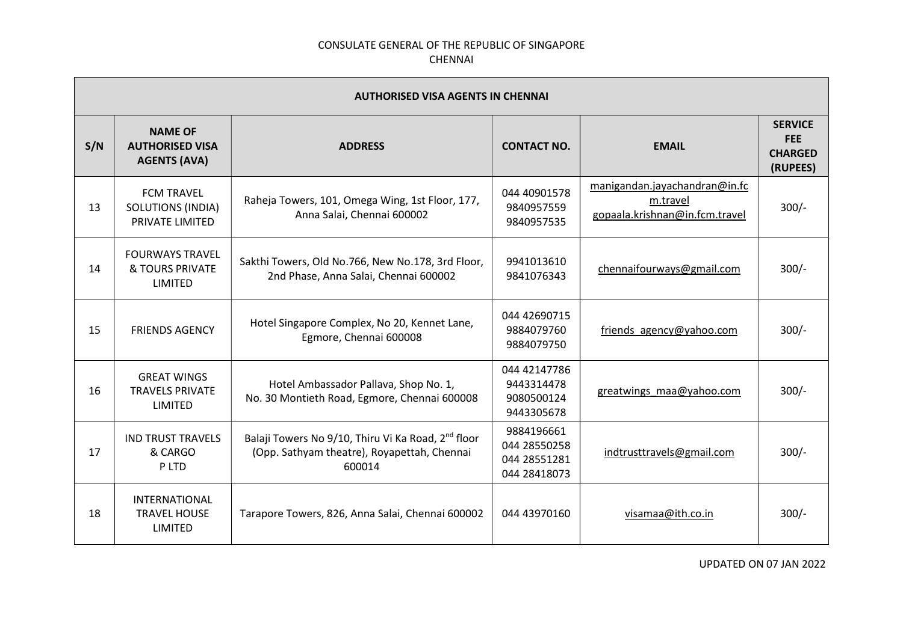CONSULATE GENERAL OF THE REPUBLIC OF SINGAPORE
CHENNAI

| AUTHORISED VISA AGENTS IN CHENNAI | | | | | |
|---|---|---|---|---|---|
| **S/N** | **NAME OF AUTHORISED VISA AGENTS (AVA)** | **ADDRESS** | **CONTACT NO.** | **EMAIL** | **SERVICE FEE CHARGED (RUPEES)** |
| 13 | FCM TRAVEL SOLUTIONS (INDIA) PRIVATE LIMITED | Raheja Towers, 101, Omega Wing, 1st Floor, 177, Anna Salai, Chennai 600002 | 044 40901578<br>9840957559<br>9840957535 | manigandan.jayachandran@in.fcm.travel<br>gopaala.krishnan@in.fcm.travel | 300/- |
| 14 | FOURWAYS TRAVEL & TOURS PRIVATE LIMITED | Sakthi Towers, Old No.766, New No.178, 3rd Floor, 2nd Phase, Anna Salai, Chennai 600002 | 9941013610<br>9841076343 | chennaifourways@gmail.com | 300/- |
| 15 | FRIENDS AGENCY | Hotel Singapore Complex, No 20, Kennet Lane, Egmore, Chennai 600008 | 044 42690715<br>9884079760<br>9884079750 | friends_agency@yahoo.com | 300/- |
| 16 | GREAT WINGS TRAVELS PRIVATE LIMITED | Hotel Ambassador Pallava, Shop No. 1, No. 30 Montieth Road, Egmore, Chennai 600008 | 044 42147786<br>9443314478<br>9080500124<br>9443305678 | greatwings_maa@yahoo.com | 300/- |
| 17 | IND TRUST TRAVELS & CARGO P LTD | Balaji Towers No 9/10, Thiru Vi Ka Road, 2nd floor (Opp. Sathyam theatre), Royapettah, Chennai 600014 | 9884196661<br>044 28550258<br>044 28551281<br>044 28418073 | indtrusttravels@gmail.com | 300/- |
| 18 | INTERNATIONAL TRAVEL HOUSE LIMITED | Tarapore Towers, 826, Anna Salai, Chennai 600002 | 044 43970160 | visamaa@ith.co.in | 300/- |

UPDATED ON 07 JAN 2022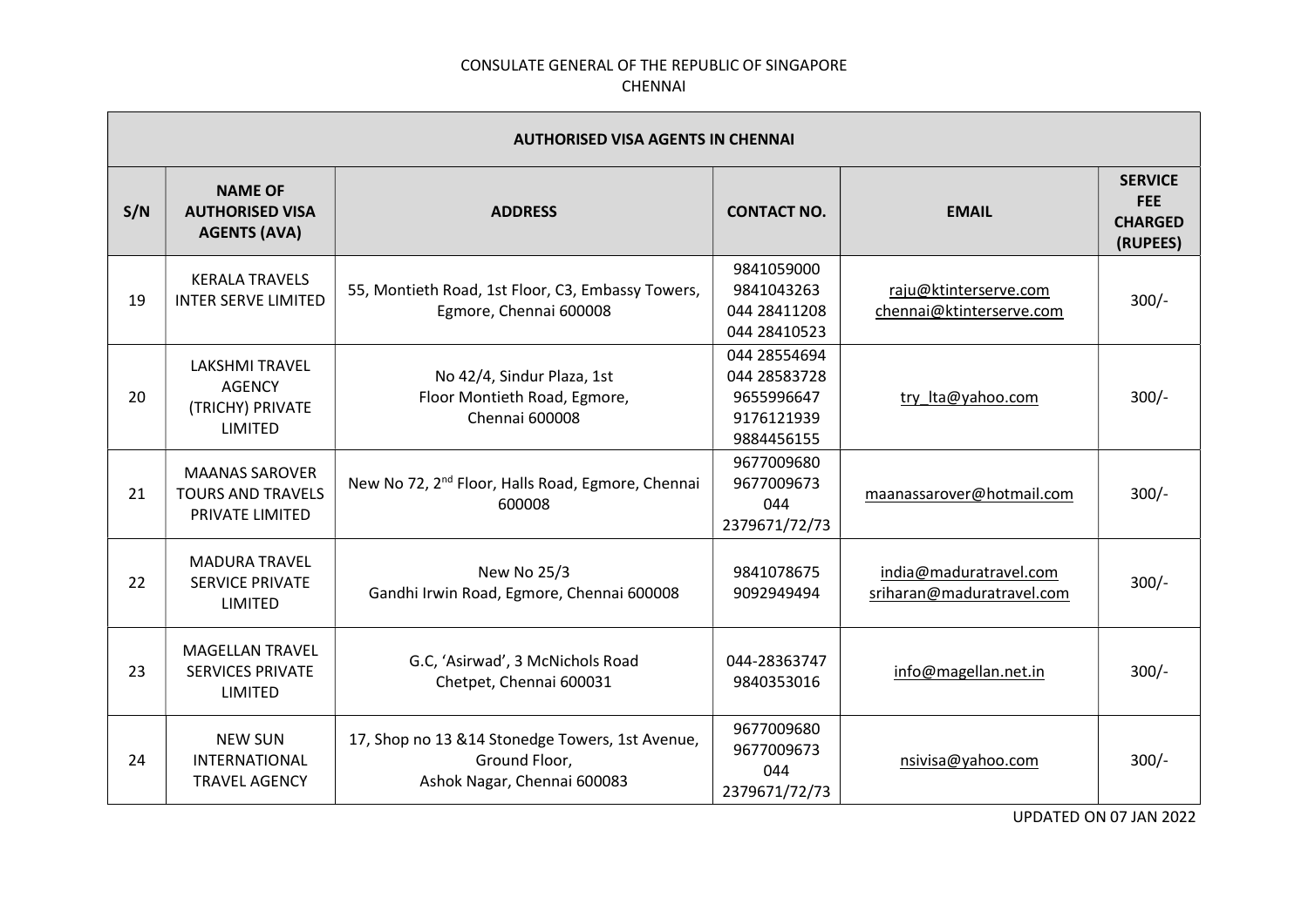CONSULATE GENERAL OF THE REPUBLIC OF SINGAPORE
CHENNAI

| AUTHORISED VISA AGENTS IN CHENNAI | | | | | |
|---|---|---|---|---|---|
| **S/N** | **NAME OF AUTHORISED VISA AGENTS (AVA)** | **ADDRESS** | **CONTACT NO.** | **EMAIL** | **SERVICE FEE CHARGED (RUPEES)** |
| 19 | KERALA TRAVELS INTER SERVE LIMITED | 55, Montieth Road, 1st Floor, C3, Embassy Towers, Egmore, Chennai 600008 | 9841059000 9841043263 044 28411208 044 28410523 | raju@ktinterserve.com chennai@ktinterserve.com | 300/- |
| 20 | LAKSHMI TRAVEL AGENCY (TRICHY) PRIVATE LIMITED | No 42/4, Sindur Plaza, 1st Floor Montieth Road, Egmore, Chennai 600008 | 044 28554694 044 28583728 9655996647 9176121939 9884456155 | try_lta@yahoo.com | 300/- |
| 21 | MAANAS SAROVER TOURS AND TRAVELS PRIVATE LIMITED | New No 72, 2nd Floor, Halls Road, Egmore, Chennai 600008 | 9677009680 9677009673 044 2379671/72/73 | maanassarover@hotmail.com | 300/- |
| 22 | MADURA TRAVEL SERVICE PRIVATE LIMITED | New No 25/3 Gandhi Irwin Road, Egmore, Chennai 600008 | 9841078675 9092949494 | india@maduratravel.com sriharan@maduratravel.com | 300/- |
| 23 | MAGELLAN TRAVEL SERVICES PRIVATE LIMITED | G.C, 'Asirwad', 3 McNichols Road Chetpet, Chennai 600031 | 044-28363747 9840353016 | info@magellan.net.in | 300/- |
| 24 | NEW SUN INTERNATIONAL TRAVEL AGENCY | 17, Shop no 13 &14 Stonedge Towers, 1st Avenue, Ground Floor, Ashok Nagar, Chennai 600083 | 9677009680 9677009673 044 2379671/72/73 | nsivisa@yahoo.com | 300/- |

UPDATED ON 07 JAN 2022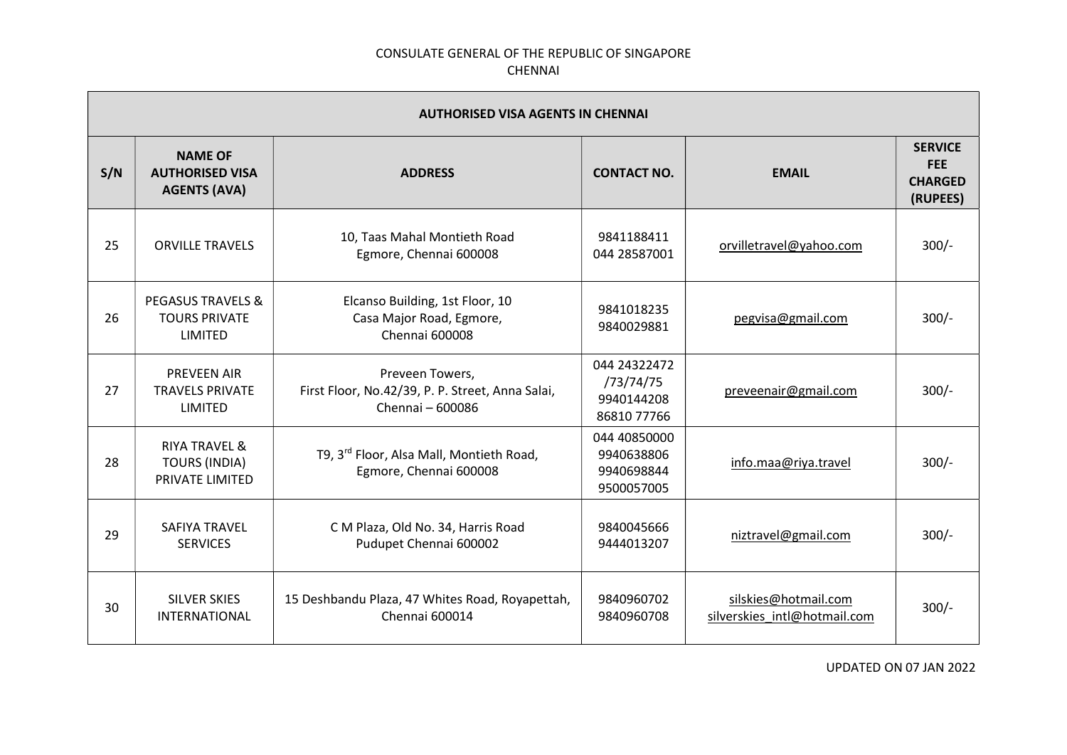CONSULATE GENERAL OF THE REPUBLIC OF SINGAPORE
CHENNAI

| AUTHORISED VISA AGENTS IN CHENNAI | | | | | |
|---|---|---|---|---|---|
| **S/N** | **NAME OF AUTHORISED VISA AGENTS (AVA)** | **ADDRESS** | **CONTACT NO.** | **EMAIL** | **SERVICE FEE CHARGED (RUPEES)** |
| 25 | ORVILLE TRAVELS | 10, Taas Mahal Montieth Road Egmore, Chennai 600008 | 9841188411 044 28587001 | orvilletravel@yahoo.com | 300/- |
| 26 | PEGASUS TRAVELS & TOURS PRIVATE LIMITED | Elcanso Building, 1st Floor, 10 Casa Major Road, Egmore, Chennai 600008 | 9841018235 9840029881 | pegvisa@gmail.com | 300/- |
| 27 | PREVEEN AIR TRAVELS PRIVATE LIMITED | Preveen Towers, First Floor, No.42/39, P. P. Street, Anna Salai, Chennai – 600086 | 044 24322472 /73/74/75 9940144208 86810 77766 | preveenair@gmail.com | 300/- |
| 28 | RIYA TRAVEL & TOURS (INDIA) PRIVATE LIMITED | T9, 3rd Floor, Alsa Mall, Montieth Road, Egmore, Chennai 600008 | 044 40850000 9940638806 9940698844 9500057005 | info.maa@riya.travel | 300/- |
| 29 | SAFIYA TRAVEL SERVICES | C M Plaza, Old No. 34, Harris Road Pudupet Chennai 600002 | 9840045666 9444013207 | niztravel@gmail.com | 300/- |
| 30 | SILVER SKIES INTERNATIONAL | 15 Deshbandu Plaza, 47 Whites Road, Royapettah, Chennai 600014 | 9840960702 9840960708 | silskies@hotmail.com silverskies_intl@hotmail.com | 300/- |

UPDATED ON 07 JAN 2022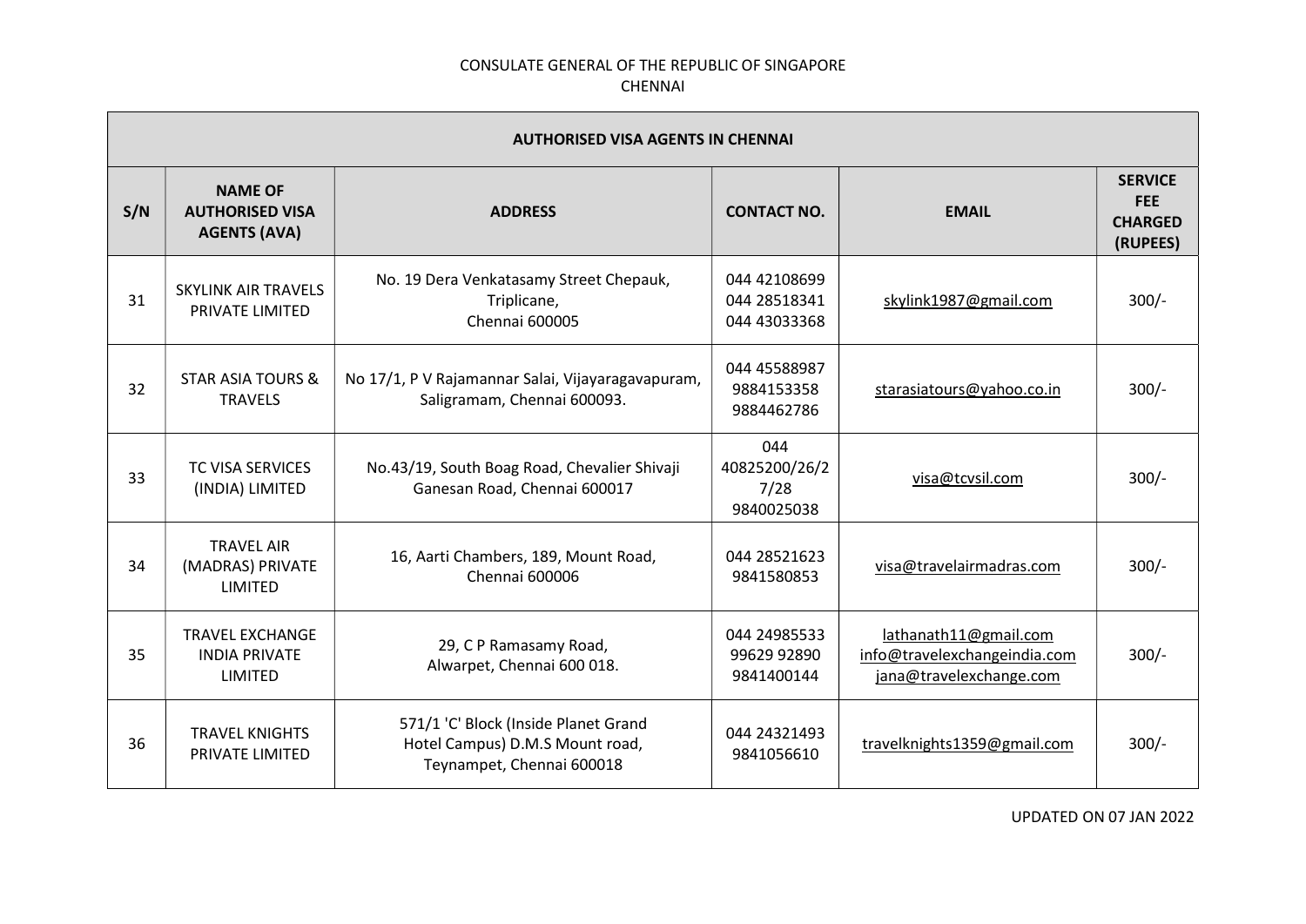CONSULATE GENERAL OF THE REPUBLIC OF SINGAPORE
CHENNAI

| AUTHORISED VISA AGENTS IN CHENNAI | | | | | |
|---|---|---|---|---|---|
| **S/N** | **NAME OF AUTHORISED VISA AGENTS (AVA)** | **ADDRESS** | **CONTACT NO.** | **EMAIL** | **SERVICE FEE CHARGED (RUPEES)** |
| 31 | SKYLINK AIR TRAVELS PRIVATE LIMITED | No. 19 Dera Venkatasamy Street Chepauk, Triplicane, Chennai 600005 | 044 42108699<br>044 28518341<br>044 43033368 | skylink1987@gmail.com | 300/- |
| 32 | STAR ASIA TOURS & TRAVELS | No 17/1, P V Rajamannar Salai, Vijayaragavapuram, Saligramam, Chennai 600093. | 044 45588987<br>9884153358<br>9884462786 | starasiatours@yahoo.co.in | 300/- |
| 33 | TC VISA SERVICES (INDIA) LIMITED | No.43/19, South Boag Road, Chevalier Shivaji Ganesan Road, Chennai 600017 | 044 40825200/26/27/28<br>9840025038 | visa@tcvsil.com | 300/- |
| 34 | TRAVEL AIR (MADRAS) PRIVATE LIMITED | 16, Aarti Chambers, 189, Mount Road, Chennai 600006 | 044 28521623<br>9841580853 | visa@travelairmadras.com | 300/- |
| 35 | TRAVEL EXCHANGE INDIA PRIVATE LIMITED | 29, C P Ramasamy Road, Alwarpet, Chennai 600 018. | 044 24985533<br>99629 92890<br>9841400144 | lathanath11@gmail.com<br>info@travelexchangeindia.com<br>jana@travelexchange.com | 300/- |
| 36 | TRAVEL KNIGHTS PRIVATE LIMITED | 571/1 'C' Block (Inside Planet Grand Hotel Campus) D.M.S Mount road, Teynampet, Chennai 600018 | 044 24321493<br>9841056610 | travelknights1359@gmail.com | 300/- |

UPDATED ON 07 JAN 2022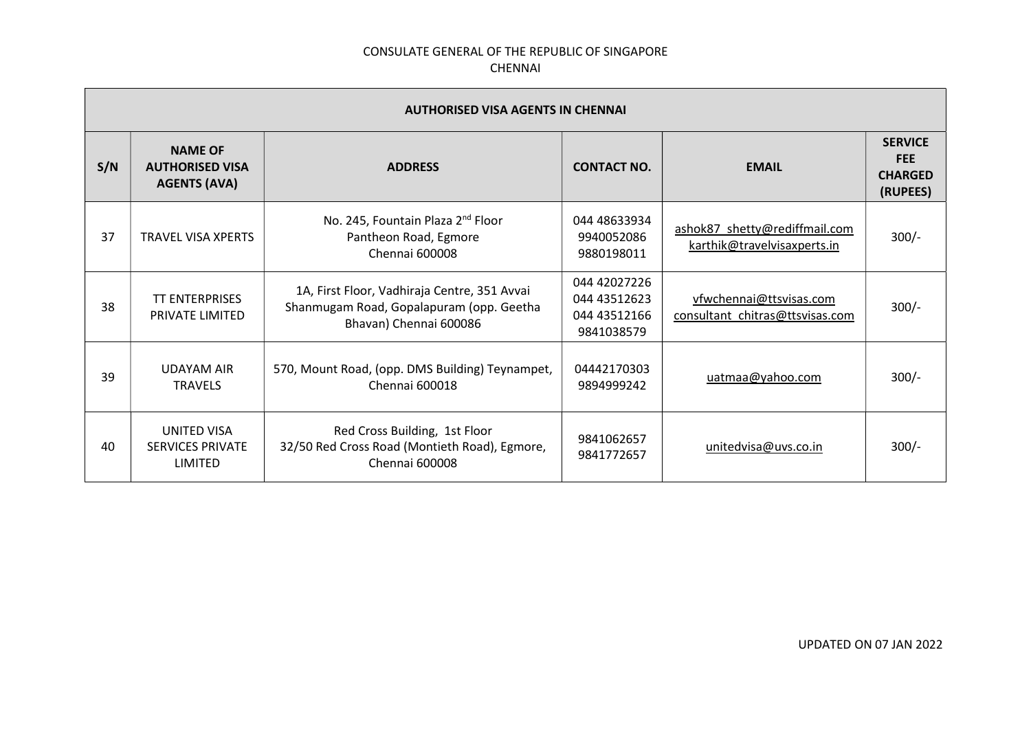CONSULATE GENERAL OF THE REPUBLIC OF SINGAPORE
CHENNAI

| AUTHORISED VISA AGENTS IN CHENNAI | | | | | |
|---|---|---|---|---|---|
| **S/N** | **NAME OF AUTHORISED VISA AGENTS (AVA)** | **ADDRESS** | **CONTACT NO.** | **EMAIL** | **SERVICE FEE CHARGED (RUPEES)** |
| 37 | TRAVEL VISA XPERTS | No. 245, Fountain Plaza 2nd Floor<br>Pantheon Road, Egmore<br>Chennai 600008 | 044 48633934<br>9940052086<br>9880198011 | ashok87_shetty@rediffmail.com<br>karthik@travelvisaxperts.in | 300/- |
| 38 | TT ENTERPRISES PRIVATE LIMITED | 1A, First Floor, Vadhiraja Centre, 351 Avvai Shanmugam Road, Gopalapuram (opp. Geetha Bhavan) Chennai 600086 | 044 42027226<br>044 43512623<br>044 43512166<br>9841038579 | vfwchennai@ttsvisas.com<br>consultant_chitras@ttsvisas.com | 300/- |
| 39 | UDAYAM AIR TRAVELS | 570, Mount Road, (opp. DMS Building) Teynampet, Chennai 600018 | 04442170303<br>9894999242 | uatmaa@yahoo.com | 300/- |
| 40 | UNITED VISA SERVICES PRIVATE LIMITED | Red Cross Building, 1st Floor<br>32/50 Red Cross Road (Montieth Road), Egmore, Chennai 600008 | 9841062657<br>9841772657 | unitedvisa@uvs.co.in | 300/- |

UPDATED ON 07 JAN 2022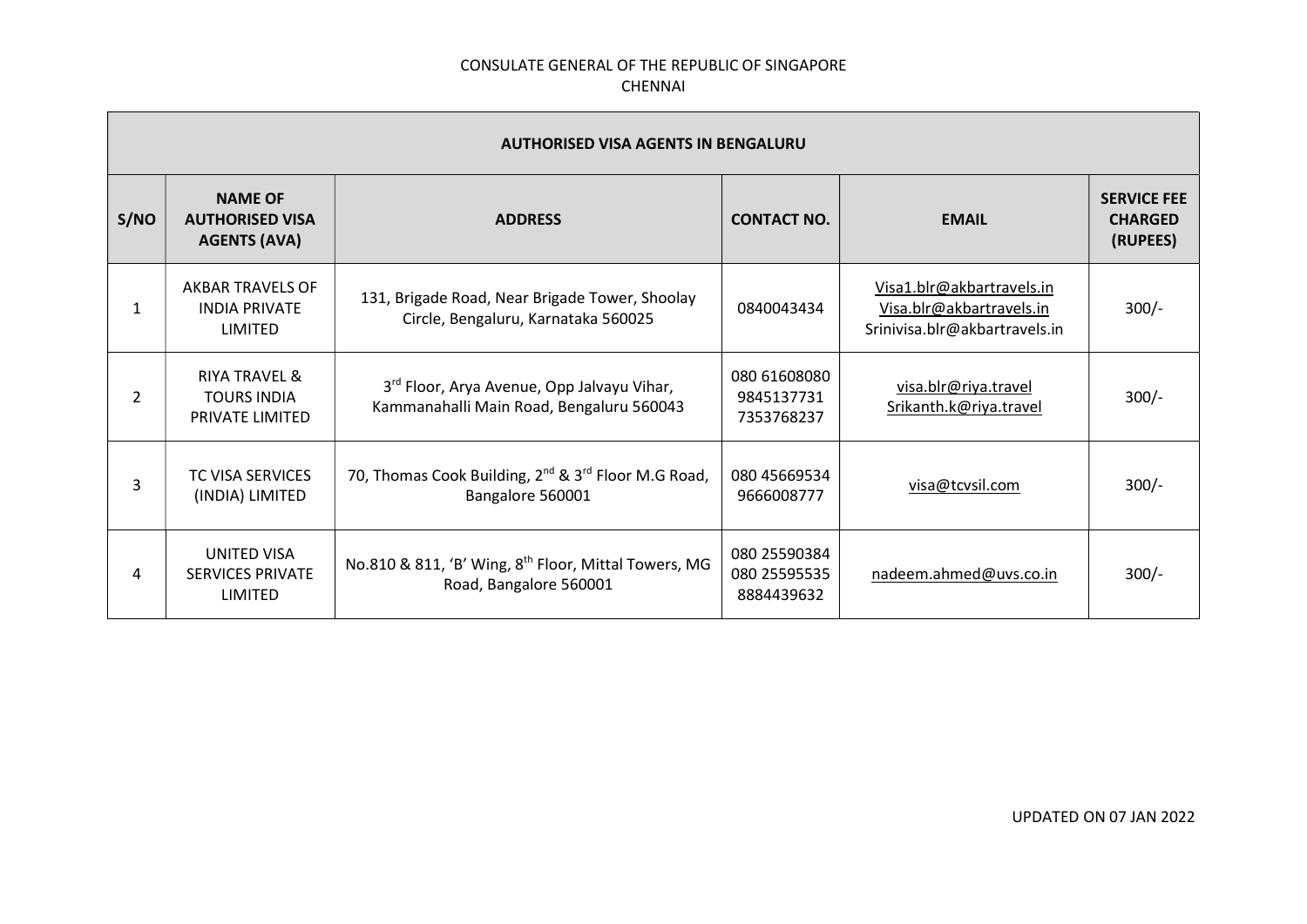CONSULATE GENERAL OF THE REPUBLIC OF SINGAPORE
CHENNAI

| AUTHORISED VISA AGENTS IN BENGALURU | | | | | |
|---|---|---|---|---|---|
| **S/NO** | **NAME OF AUTHORISED VISA AGENTS (AVA)** | **ADDRESS** | **CONTACT NO.** | **EMAIL** | **SERVICE FEE CHARGED (RUPEES)** |
| 1 | AKBAR TRAVELS OF INDIA PRIVATE LIMITED | 131, Brigade Road, Near Brigade Tower, Shoolay Circle, Bengaluru, Karnataka 560025 | 0840043434 | Visa1.blr@akbartravels.in<br>Visa.blr@akbartravels.in<br>Srinivisa.blr@akbartravels.in | 300/- |
| 2 | RIYA TRAVEL & TOURS INDIA PRIVATE LIMITED | 3rd Floor, Arya Avenue, Opp Jalvayu Vihar, Kammanahalli Main Road, Bengaluru 560043 | 080 61608080<br>9845137731<br>7353768237 | visa.blr@riya.travel<br>Srikanth.k@riya.travel | 300/- |
| 3 | TC VISA SERVICES (INDIA) LIMITED | 70, Thomas Cook Building, 2nd & 3rd Floor M.G Road, Bangalore 560001 | 080 45669534<br>9666008777 | visa@tcvsil.com | 300/- |
| 4 | UNITED VISA SERVICES PRIVATE LIMITED | No.810 & 811, 'B' Wing, 8th Floor, Mittal Towers, MG Road, Bangalore 560001 | 080 25590384<br>080 25595535<br>8884439632 | nadeem.ahmed@uvs.co.in | 300/- |

UPDATED ON 07 JAN 2022